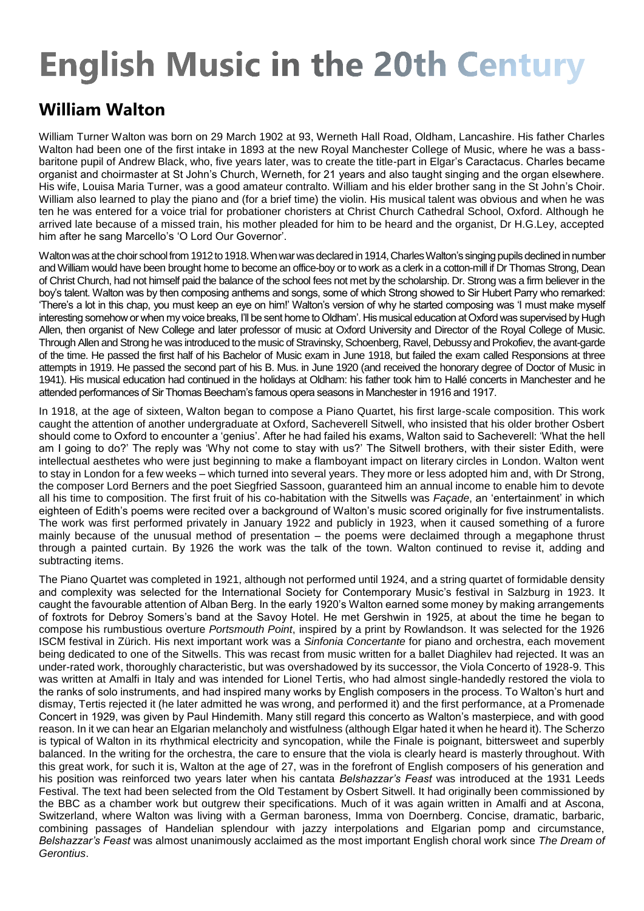# English Music in the 20th Century

## William Walton

William Turner Walton was born on 29 March 1902 at 93, Werneth Hall Road, Oldham, Lancashire. His father Charles Walton had been one of the first intake in 1893 at the new Royal Manchester College of Music, where he was a bass-baritone pupil of Andrew Black, who, five years later, was to create the title-part in Elgar's Caractacus. Charles became organist and choirmaster at St John's Church, Werneth, for 21 years and also taught singing and the organ elsewhere. His wife, Louisa Maria Turner, was a good amateur contralto. William and his elder brother sang in the St John's Choir. William also learned to play the piano and (for a brief time) the violin. His musical talent was obvious and when he was ten he was entered for a voice trial for probationer choristers at Christ Church Cathedral School, Oxford. Although he arrived late because of a missed train, his mother pleaded for him to be heard and the organist, Dr H.G.Ley, accepted him after he sang Marcello's 'O Lord Our Governor'.

Walton was at the choir school from 1912 to 1918. When war was declared in 1914, Charles Walton's singing pupils declined in number and William would have been brought home to become an office-boy or to work as a clerk in a cotton-mill if Dr Thomas Strong, Dean of Christ Church, had not himself paid the balance of the school fees not met by the scholarship. Dr. Strong was a firm believer in the boy's talent. Walton was by then composing anthems and songs, some of which Strong showed to Sir Hubert Parry who remarked: 'There's a lot in this chap, you must keep an eye on him!' Walton's version of why he started composing was 'I must make myself interesting somehow or when my voice breaks, I'll be sent home to Oldham'. His musical education at Oxford was supervised by Hugh Allen, then organist of New College and later professor of music at Oxford University and Director of the Royal College of Music. Through Allen and Strong he was introduced to the music of Stravinsky, Schoenberg, Ravel, Debussy and Prokofiev, the avant-garde of the time. He passed the first half of his Bachelor of Music exam in June 1918, but failed the exam called Responsions at three attempts in 1919. He passed the second part of his B. Mus. in June 1920 (and received the honorary degree of Doctor of Music in 1941). His musical education had continued in the holidays at Oldham: his father took him to Hallé concerts in Manchester and he attended performances of Sir Thomas Beecham's famous opera seasons in Manchester in 1916 and 1917.

In 1918, at the age of sixteen, Walton began to compose a Piano Quartet, his first large-scale composition. This work caught the attention of another undergraduate at Oxford, Sacheverell Sitwell, who insisted that his older brother Osbert should come to Oxford to encounter a 'genius'. After he had failed his exams, Walton said to Sacheverell: 'What the hell am I going to do?' The reply was 'Why not come to stay with us?' The Sitwell brothers, with their sister Edith, were intellectual aesthetes who were just beginning to make a flamboyant impact on literary circles in London. Walton went to stay in London for a few weeks – which turned into several years. They more or less adopted him and, with Dr Strong, the composer Lord Berners and the poet Siegfried Sassoon, guaranteed him an annual income to enable him to devote all his time to composition. The first fruit of his co-habitation with the Sitwells was *Façade*, an 'entertainment' in which eighteen of Edith's poems were recited over a background of Walton's music scored originally for five instrumentalists. The work was first performed privately in January 1922 and publicly in 1923, when it caused something of a furore mainly because of the unusual method of presentation – the poems were declaimed through a megaphone thrust through a painted curtain. By 1926 the work was the talk of the town. Walton continued to revise it, adding and subtracting items.

The Piano Quartet was completed in 1921, although not performed until 1924, and a string quartet of formidable density and complexity was selected for the International Society for Contemporary Music's festival in Salzburg in 1923. It caught the favourable attention of Alban Berg. In the early 1920's Walton earned some money by making arrangements of foxtrots for Debroy Somers's band at the Savoy Hotel. He met Gershwin in 1925, at about the time he began to compose his rumbustious overture *Portsmouth Point*, inspired by a print by Rowlandson. It was selected for the 1926 ISCM festival in Zürich. His next important work was a *Sinfonia Concertante* for piano and orchestra, each movement being dedicated to one of the Sitwells. This was recast from music written for a ballet Diaghilev had rejected. It was an under-rated work, thoroughly characteristic, but was overshadowed by its successor, the Viola Concerto of 1928-9. This was written at Amalfi in Italy and was intended for Lionel Tertis, who had almost single-handedly restored the viola to the ranks of solo instruments, and had inspired many works by English composers in the process. To Walton's hurt and dismay, Tertis rejected it (he later admitted he was wrong, and performed it) and the first performance, at a Promenade Concert in 1929, was given by Paul Hindemith. Many still regard this concerto as Walton's masterpiece, and with good reason. In it we can hear an Elgarian melancholy and wistfulness (although Elgar hated it when he heard it). The Scherzo is typical of Walton in its rhythmical electricity and syncopation, while the Finale is poignant, bittersweet and superbly balanced. In the writing for the orchestra, the care to ensure that the viola is clearly heard is masterly throughout. With this great work, for such it is, Walton at the age of 27, was in the forefront of English composers of his generation and his position was reinforced two years later when his cantata *Belshazzar's Feast* was introduced at the 1931 Leeds Festival. The text had been selected from the Old Testament by Osbert Sitwell. It had originally been commissioned by the BBC as a chamber work but outgrew their specifications. Much of it was again written in Amalfi and at Ascona, Switzerland, where Walton was living with a German baroness, Imma von Doernberg. Concise, dramatic, barbaric, combining passages of Handelian splendour with jazzy interpolations and Elgarian pomp and circumstance, *Belshazzar's Feast* was almost unanimously acclaimed as the most important English choral work since *The Dream of Gerontius*.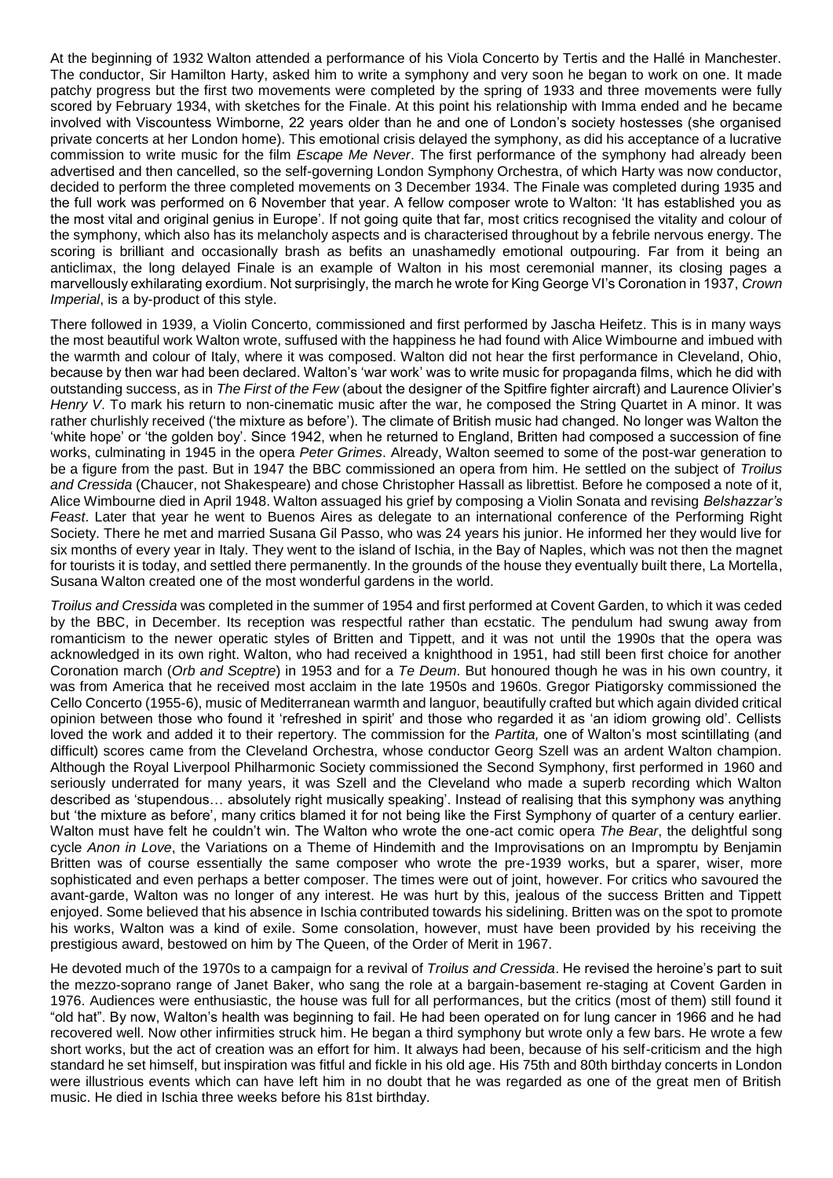At the beginning of 1932 Walton attended a performance of his Viola Concerto by Tertis and the Hallé in Manchester. The conductor, Sir Hamilton Harty, asked him to write a symphony and very soon he began to work on one. It made patchy progress but the first two movements were completed by the spring of 1933 and three movements were fully scored by February 1934, with sketches for the Finale. At this point his relationship with Imma ended and he became involved with Viscountess Wimborne, 22 years older than he and one of London's society hostesses (she organised private concerts at her London home). This emotional crisis delayed the symphony, as did his acceptance of a lucrative commission to write music for the film *Escape Me Never*. The first performance of the symphony had already been advertised and then cancelled, so the self-governing London Symphony Orchestra, of which Harty was now conductor, decided to perform the three completed movements on 3 December 1934. The Finale was completed during 1935 and the full work was performed on 6 November that year. A fellow composer wrote to Walton: 'It has established you as the most vital and original genius in Europe'. If not going quite that far, most critics recognised the vitality and colour of the symphony, which also has its melancholy aspects and is characterised throughout by a febrile nervous energy. The scoring is brilliant and occasionally brash as befits an unashamedly emotional outpouring. Far from it being an anticlimax, the long delayed Finale is an example of Walton in his most ceremonial manner, its closing pages a marvellously exhilarating exordium. Not surprisingly, the march he wrote for King George VI's Coronation in 1937, *Crown Imperial*, is a by-product of this style.

There followed in 1939, a Violin Concerto, commissioned and first performed by Jascha Heifetz. This is in many ways the most beautiful work Walton wrote, suffused with the happiness he had found with Alice Wimbourne and imbued with the warmth and colour of Italy, where it was composed. Walton did not hear the first performance in Cleveland, Ohio, because by then war had been declared. Walton's 'war work' was to write music for propaganda films, which he did with outstanding success, as in *The First of the Few* (about the designer of the Spitfire fighter aircraft) and Laurence Olivier's *Henry V*. To mark his return to non-cinematic music after the war, he composed the String Quartet in A minor. It was rather churlishly received ('the mixture as before'). The climate of British music had changed. No longer was Walton the 'white hope' or 'the golden boy'. Since 1942, when he returned to England, Britten had composed a succession of fine works, culminating in 1945 in the opera *Peter Grimes*. Already, Walton seemed to some of the post-war generation to be a figure from the past. But in 1947 the BBC commissioned an opera from him. He settled on the subject of *Troilus and Cressida* (Chaucer, not Shakespeare) and chose Christopher Hassall as librettist. Before he composed a note of it, Alice Wimbourne died in April 1948. Walton assuaged his grief by composing a Violin Sonata and revising *Belshazzar's Feast*. Later that year he went to Buenos Aires as delegate to an international conference of the Performing Right Society. There he met and married Susana Gil Passo, who was 24 years his junior. He informed her they would live for six months of every year in Italy. They went to the island of Ischia, in the Bay of Naples, which was not then the magnet for tourists it is today, and settled there permanently. In the grounds of the house they eventually built there, La Mortella, Susana Walton created one of the most wonderful gardens in the world.

*Troilus and Cressida* was completed in the summer of 1954 and first performed at Covent Garden, to which it was ceded by the BBC, in December. Its reception was respectful rather than ecstatic. The pendulum had swung away from romanticism to the newer operatic styles of Britten and Tippett, and it was not until the 1990s that the opera was acknowledged in its own right. Walton, who had received a knighthood in 1951, had still been first choice for another Coronation march (*Orb and Sceptre*) in 1953 and for a *Te Deum*. But honoured though he was in his own country, it was from America that he received most acclaim in the late 1950s and 1960s. Gregor Piatigorsky commissioned the Cello Concerto (1955-6), music of Mediterranean warmth and languor, beautifully crafted but which again divided critical opinion between those who found it 'refreshed in spirit' and those who regarded it as 'an idiom growing old'. Cellists loved the work and added it to their repertory. The commission for the *Partita,* one of Walton's most scintillating (and difficult) scores came from the Cleveland Orchestra, whose conductor Georg Szell was an ardent Walton champion. Although the Royal Liverpool Philharmonic Society commissioned the Second Symphony, first performed in 1960 and seriously underrated for many years, it was Szell and the Cleveland who made a superb recording which Walton described as 'stupendous… absolutely right musically speaking'. Instead of realising that this symphony was anything but 'the mixture as before', many critics blamed it for not being like the First Symphony of quarter of a century earlier. Walton must have felt he couldn't win. The Walton who wrote the one-act comic opera *The Bear*, the delightful song cycle *Anon in Love*, the Variations on a Theme of Hindemith and the Improvisations on an Impromptu by Benjamin Britten was of course essentially the same composer who wrote the pre-1939 works, but a sparer, wiser, more sophisticated and even perhaps a better composer. The times were out of joint, however. For critics who savoured the avant-garde, Walton was no longer of any interest. He was hurt by this, jealous of the success Britten and Tippett enjoyed. Some believed that his absence in Ischia contributed towards his sidelining. Britten was on the spot to promote his works, Walton was a kind of exile. Some consolation, however, must have been provided by his receiving the prestigious award, bestowed on him by The Queen, of the Order of Merit in 1967.

He devoted much of the 1970s to a campaign for a revival of *Troilus and Cressida*. He revised the heroine's part to suit the mezzo-soprano range of Janet Baker, who sang the role at a bargain-basement re-staging at Covent Garden in 1976. Audiences were enthusiastic, the house was full for all performances, but the critics (most of them) still found it "old hat". By now, Walton's health was beginning to fail. He had been operated on for lung cancer in 1966 and he had recovered well. Now other infirmities struck him. He began a third symphony but wrote only a few bars. He wrote a few short works, but the act of creation was an effort for him. It always had been, because of his self-criticism and the high standard he set himself, but inspiration was fitful and fickle in his old age. His 75th and 80th birthday concerts in London were illustrious events which can have left him in no doubt that he was regarded as one of the great men of British music. He died in Ischia three weeks before his 81st birthday.